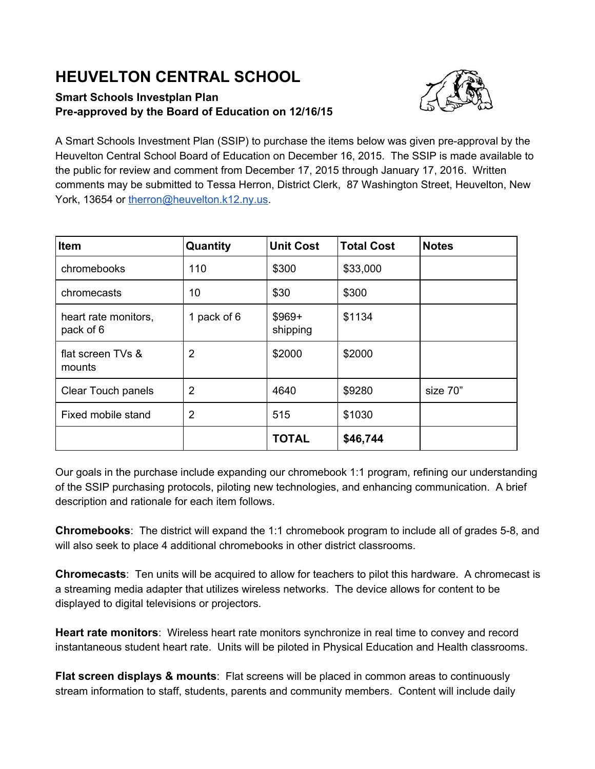# HEUVELTON CENTRAL SCHOOL

**Smart Schools Investplan Plan**
**Pre-approved by the Board of Education on 12/16/15**

A Smart Schools Investment Plan (SSIP) to purchase the items below was given pre-approval by the Heuvelton Central School Board of Education on December 16, 2015. The SSIP is made available to the public for review and comment from December 17, 2015 through January 17, 2016. Written comments may be submitted to Tessa Herron, District Clerk, 87 Washington Street, Heuvelton, New York, 13654 or therron@heuvelton.k12.ny.us.

| Item | Quantity | Unit Cost | Total Cost | Notes |
|---|---|---|---|---|
| chromebooks | 110 | $300 | $33,000 | |
| chromecasts | 10 | $30 | $300 | |
| heart rate monitors, pack of 6 | 1 pack of 6 | $969+ shipping | $1134 | |
| flat screen TVs & mounts | 2 | $2000 | $2000 | |
| Clear Touch panels | 2 | 4640 | $9280 | size 70” |
| Fixed mobile stand | 2 | 515 | $1030 | |
| | | **TOTAL** | **$46,744** | |

Our goals in the purchase include expanding our chromebook 1:1 program, refining our understanding of the SSIP purchasing protocols, piloting new technologies, and enhancing communication. A brief description and rationale for each item follows.

**Chromebooks**: The district will expand the 1:1 chromebook program to include all of grades 5-8, and will also seek to place 4 additional chromebooks in other district classrooms.

**Chromecasts**: Ten units will be acquired to allow for teachers to pilot this hardware. A chromecast is a streaming media adapter that utilizes wireless networks. The device allows for content to be displayed to digital televisions or projectors.

**Heart rate monitors**: Wireless heart rate monitors synchronize in real time to convey and record instantaneous student heart rate. Units will be piloted in Physical Education and Health classrooms.

**Flat screen displays & mounts**: Flat screens will be placed in common areas to continuously stream information to staff, students, parents and community members. Content will include daily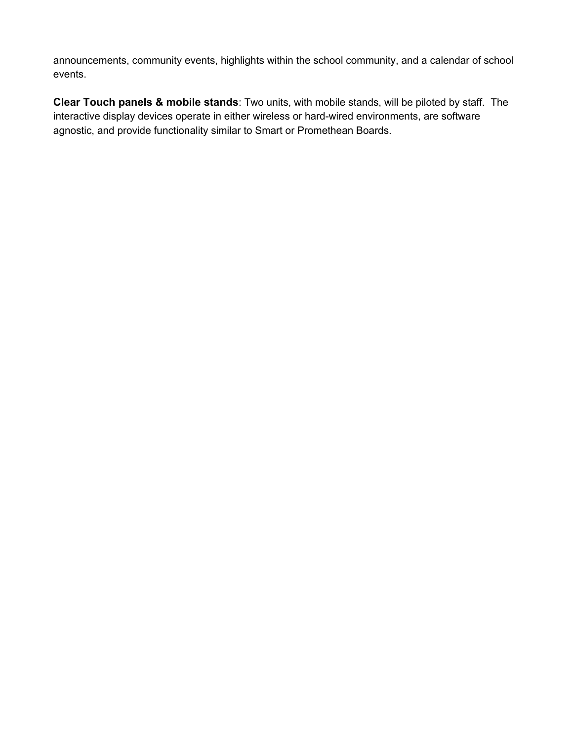announcements, community events, highlights within the school community, and a calendar of school events.

**Clear Touch panels & mobile stands**: Two units, with mobile stands, will be piloted by staff. The interactive display devices operate in either wireless or hard-wired environments, are software agnostic, and provide functionality similar to Smart or Promethean Boards.